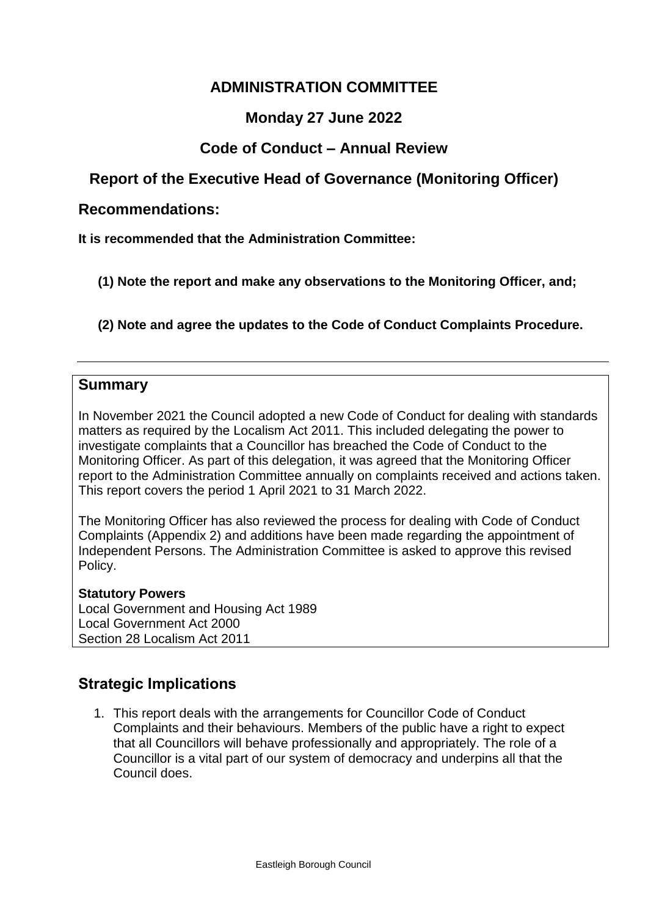# ADMINISTRATION COMMITTEE

## Monday 27 June 2022

## Code of Conduct – Annual Review

## Report of the Executive Head of Governance (Monitoring Officer)

### Recommendations:

**It is recommended that the Administration Committee:**

**(1) Note the report and make any observations to the Monitoring Officer, and;**

**(2) Note and agree the updates to the Code of Conduct Complaints Procedure.**

---

### Summary

In November 2021 the Council adopted a new Code of Conduct for dealing with standards matters as required by the Localism Act 2011. This included delegating the power to investigate complaints that a Councillor has breached the Code of Conduct to the Monitoring Officer. As part of this delegation, it was agreed that the Monitoring Officer report to the Administration Committee annually on complaints received and actions taken. This report covers the period 1 April 2021 to 31 March 2022.

The Monitoring Officer has also reviewed the process for dealing with Code of Conduct Complaints (Appendix 2) and additions have been made regarding the appointment of Independent Persons. The Administration Committee is asked to approve this revised Policy.

**Statutory Powers**
Local Government and Housing Act 1989
Local Government Act 2000
Section 28 Localism Act 2011

### Strategic Implications

1. This report deals with the arrangements for Councillor Code of Conduct Complaints and their behaviours. Members of the public have a right to expect that all Councillors will behave professionally and appropriately. The role of a Councillor is a vital part of our system of democracy and underpins all that the Council does.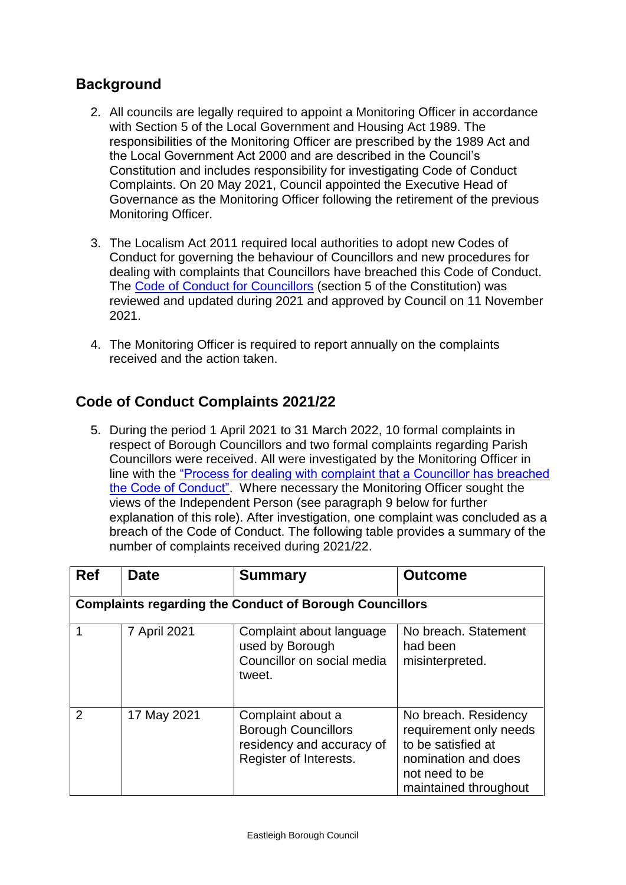## Background

2. All councils are legally required to appoint a Monitoring Officer in accordance with Section 5 of the Local Government and Housing Act 1989. The responsibilities of the Monitoring Officer are prescribed by the 1989 Act and the Local Government Act 2000 and are described in the Council's Constitution and includes responsibility for investigating Code of Conduct Complaints. On 20 May 2021, Council appointed the Executive Head of Governance as the Monitoring Officer following the retirement of the previous Monitoring Officer.

3. The Localism Act 2011 required local authorities to adopt new Codes of Conduct for governing the behaviour of Councillors and new procedures for dealing with complaints that Councillors have breached this Code of Conduct. The Code of Conduct for Councillors (section 5 of the Constitution) was reviewed and updated during 2021 and approved by Council on 11 November 2021.

4. The Monitoring Officer is required to report annually on the complaints received and the action taken.

## Code of Conduct Complaints 2021/22

5. During the period 1 April 2021 to 31 March 2022, 10 formal complaints in respect of Borough Councillors and two formal complaints regarding Parish Councillors were received. All were investigated by the Monitoring Officer in line with the "Process for dealing with complaint that a Councillor has breached the Code of Conduct". Where necessary the Monitoring Officer sought the views of the Independent Person (see paragraph 9 below for further explanation of this role). After investigation, one complaint was concluded as a breach of the Code of Conduct. The following table provides a summary of the number of complaints received during 2021/22.

| Ref | Date | Summary | Outcome |
|---|---|---|---|
| **Complaints regarding the Conduct of Borough Councillors** | | | |
| 1 | 7 April 2021 | Complaint about language used by Borough Councillor on social media tweet. | No breach. Statement had been misinterpreted. |
| 2 | 17 May 2021 | Complaint about a Borough Councillors residency and accuracy of Register of Interests. | No breach. Residency requirement only needs to be satisfied at nomination and does not need to be maintained throughout |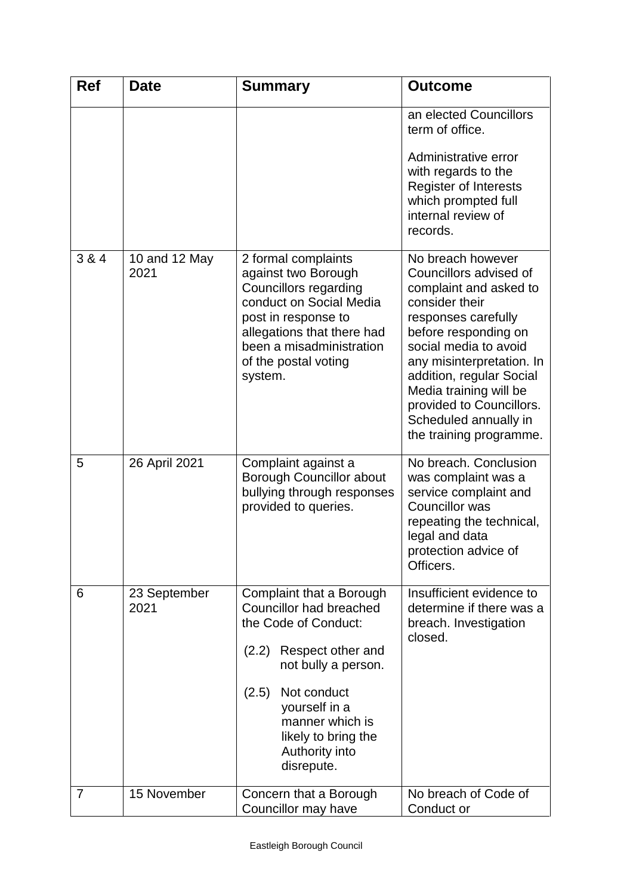| Ref | Date | Summary | Outcome |
| --- | --- | --- | --- |
| | | | an elected Councillors term of office.<br><br>Administrative error with regards to the Register of Interests which prompted full internal review of records. |
| 3 & 4 | 10 and 12 May 2021 | 2 formal complaints against two Borough Councillors regarding conduct on Social Media post in response to allegations that there had been a misadministration of the postal voting system. | No breach however Councillors advised of complaint and asked to consider their responses carefully before responding on social media to avoid any misinterpretation. In addition, regular Social Media training will be provided to Councillors. Scheduled annually in the training programme. |
| 5 | 26 April 2021 | Complaint against a Borough Councillor about bullying through responses provided to queries. | No breach. Conclusion was complaint was a service complaint and Councillor was repeating the technical, legal and data protection advice of Officers. |
| 6 | 23 September 2021 | Complaint that a Borough Councillor had breached the Code of Conduct:<br><br>(2.2) Respect other and not bully a person.<br><br>(2.5) Not conduct yourself in a manner which is likely to bring the Authority into disrepute. | Insufficient evidence to determine if there was a breach. Investigation closed. |
| 7 | 15 November | Concern that a Borough Councillor may have | No breach of Code of Conduct or |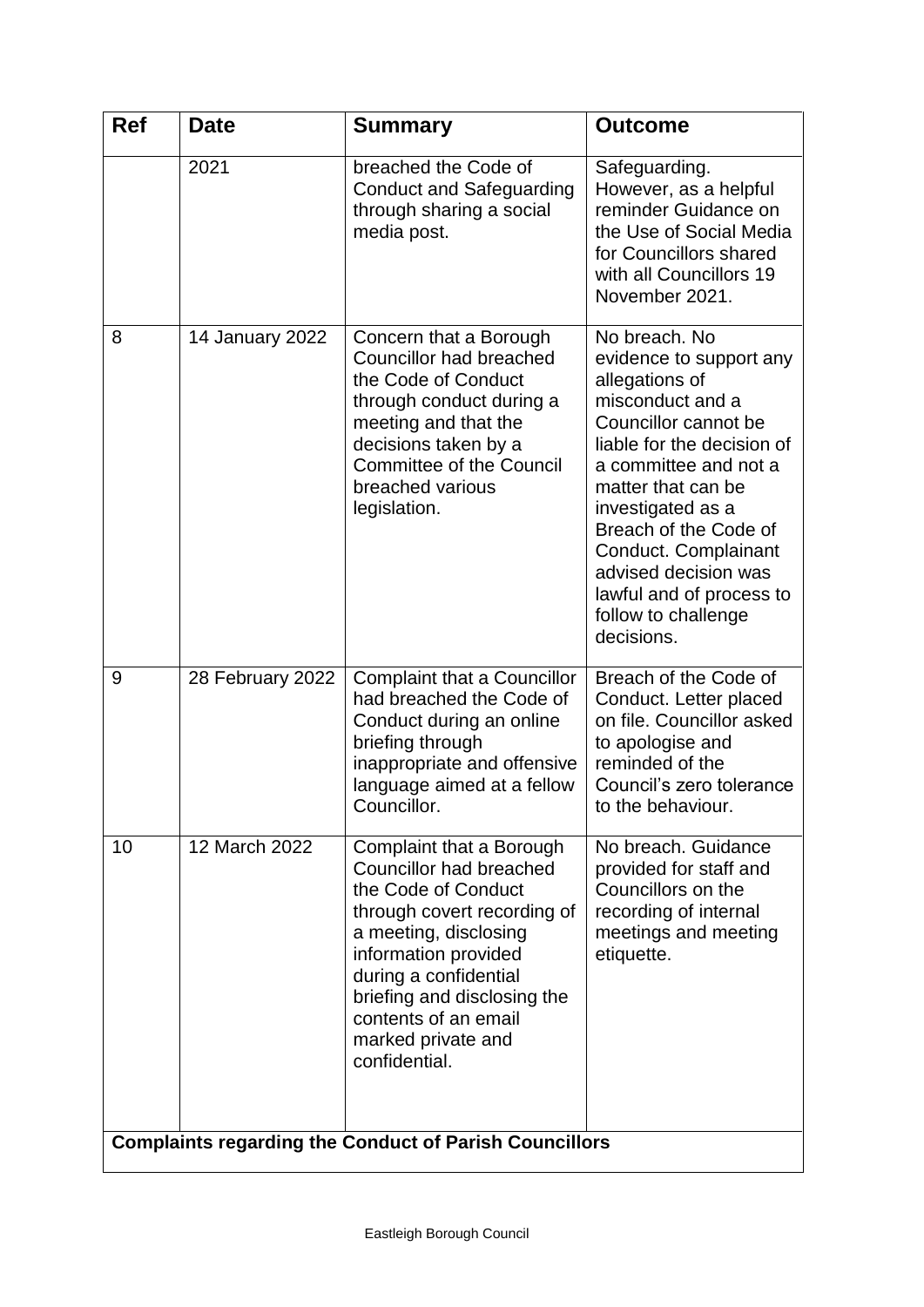| Ref | Date | Summary | Outcome |
|---|---|---|---|
| | 2021 | breached the Code of Conduct and Safeguarding through sharing a social media post. | Safeguarding. However, as a helpful reminder Guidance on the Use of Social Media for Councillors shared with all Councillors 19 November 2021. |
| 8 | 14 January 2022 | Concern that a Borough Councillor had breached the Code of Conduct through conduct during a meeting and that the decisions taken by a Committee of the Council breached various legislation. | No breach. No evidence to support any allegations of misconduct and a Councillor cannot be liable for the decision of a committee and not a matter that can be investigated as a Breach of the Code of Conduct. Complainant advised decision was lawful and of process to follow to challenge decisions. |
| 9 | 28 February 2022 | Complaint that a Councillor had breached the Code of Conduct during an online briefing through inappropriate and offensive language aimed at a fellow Councillor. | Breach of the Code of Conduct. Letter placed on file. Councillor asked to apologise and reminded of the Council's zero tolerance to the behaviour. |
| 10 | 12 March 2022 | Complaint that a Borough Councillor had breached the Code of Conduct through covert recording of a meeting, disclosing information provided during a confidential briefing and disclosing the contents of an email marked private and confidential. | No breach. Guidance provided for staff and Councillors on the recording of internal meetings and meeting etiquette. |
| **Complaints regarding the Conduct of Parish Councillors** | | | |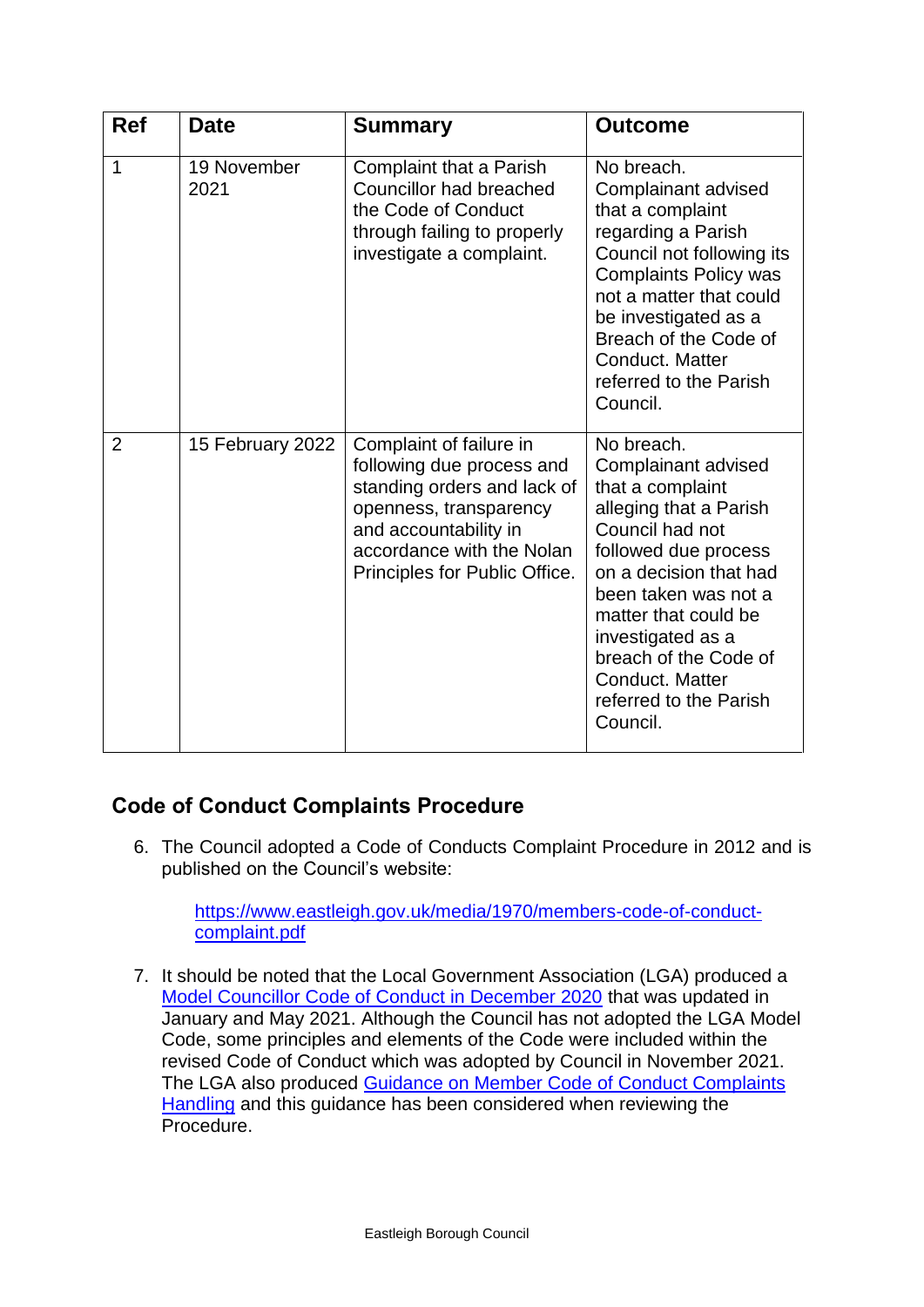| Ref | Date | Summary | Outcome |
|---|---|---|---|
| 1 | 19 November 2021 | Complaint that a Parish Councillor had breached the Code of Conduct through failing to properly investigate a complaint. | No breach. Complainant advised that a complaint regarding a Parish Council not following its Complaints Policy was not a matter that could be investigated as a Breach of the Code of Conduct. Matter referred to the Parish Council. |
| 2 | 15 February 2022 | Complaint of failure in following due process and standing orders and lack of openness, transparency and accountability in accordance with the Nolan Principles for Public Office. | No breach. Complainant advised that a complaint alleging that a Parish Council had not followed due process on a decision that had been taken was not a matter that could be investigated as a breach of the Code of Conduct. Matter referred to the Parish Council. |

## Code of Conduct Complaints Procedure

6. The Council adopted a Code of Conducts Complaint Procedure in 2012 and is published on the Council's website:

   [https://www.eastleigh.gov.uk/media/1970/members-code-of-conduct-complaint.pdf](https://www.eastleigh.gov.uk/media/1970/members-code-of-conduct-complaint.pdf)

7. It should be noted that the Local Government Association (LGA) produced a Model Councillor Code of Conduct in December 2020 that was updated in January and May 2021. Although the Council has not adopted the LGA Model Code, some principles and elements of the Code were included within the revised Code of Conduct which was adopted by Council in November 2021. The LGA also produced Guidance on Member Code of Conduct Complaints Handling and this guidance has been considered when reviewing the Procedure.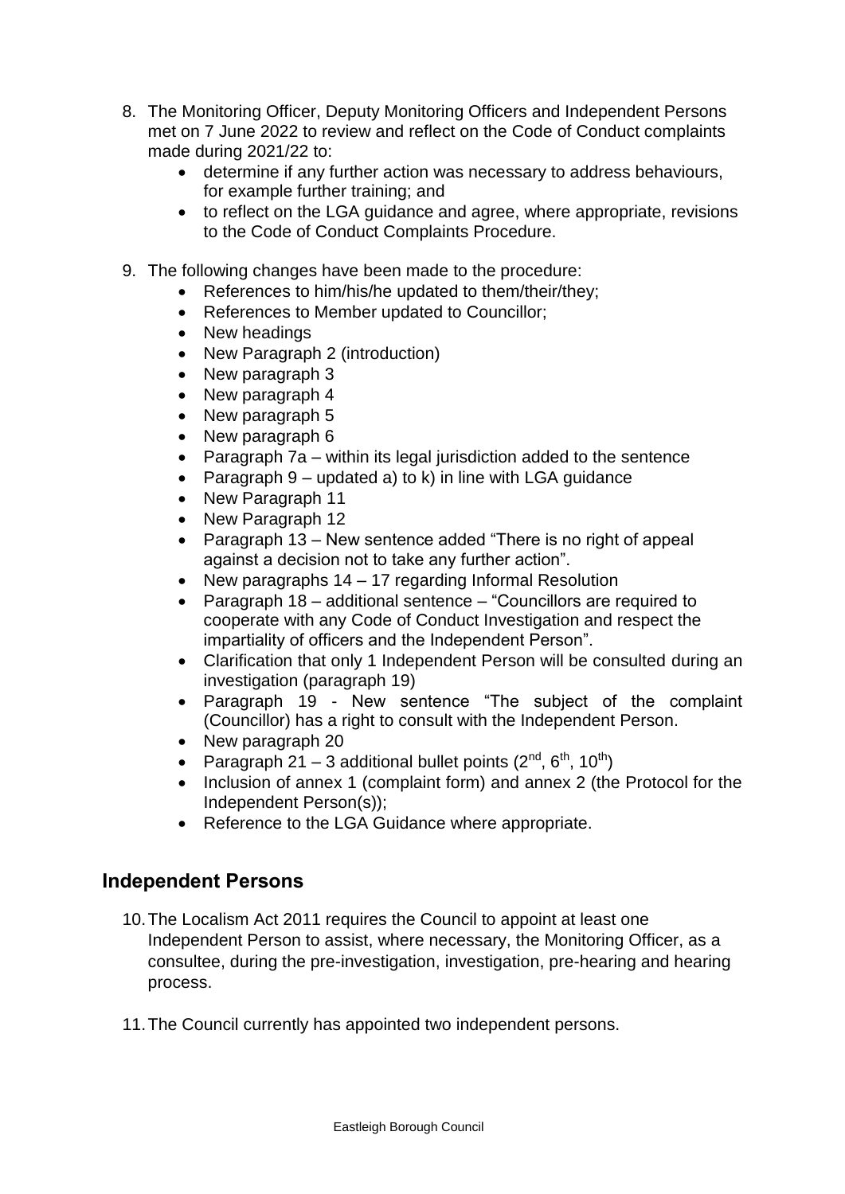8. The Monitoring Officer, Deputy Monitoring Officers and Independent Persons met on 7 June 2022 to review and reflect on the Code of Conduct complaints made during 2021/22 to:
    - determine if any further action was necessary to address behaviours, for example further training; and
    - to reflect on the LGA guidance and agree, where appropriate, revisions to the Code of Conduct Complaints Procedure.

9. The following changes have been made to the procedure:
    - References to him/his/he updated to them/their/they;
    - References to Member updated to Councillor;
    - New headings
    - New Paragraph 2 (introduction)
    - New paragraph 3
    - New paragraph 4
    - New paragraph 5
    - New paragraph 6
    - Paragraph 7a – within its legal jurisdiction added to the sentence
    - Paragraph 9 – updated a) to k) in line with LGA guidance
    - New Paragraph 11
    - New Paragraph 12
    - Paragraph 13 – New sentence added "There is no right of appeal against a decision not to take any further action".
    - New paragraphs 14 – 17 regarding Informal Resolution
    - Paragraph 18 – additional sentence – "Councillors are required to cooperate with any Code of Conduct Investigation and respect the impartiality of officers and the Independent Person".
    - Clarification that only 1 Independent Person will be consulted during an investigation (paragraph 19)
    - Paragraph 19 - New sentence "The subject of the complaint (Councillor) has a right to consult with the Independent Person.
    - New paragraph 20
    - Paragraph 21 – 3 additional bullet points (2nd, 6th, 10th)
    - Inclusion of annex 1 (complaint form) and annex 2 (the Protocol for the Independent Person(s));
    - Reference to the LGA Guidance where appropriate.

## Independent Persons

10. The Localism Act 2011 requires the Council to appoint at least one Independent Person to assist, where necessary, the Monitoring Officer, as a consultee, during the pre-investigation, investigation, pre-hearing and hearing process.

11. The Council currently has appointed two independent persons.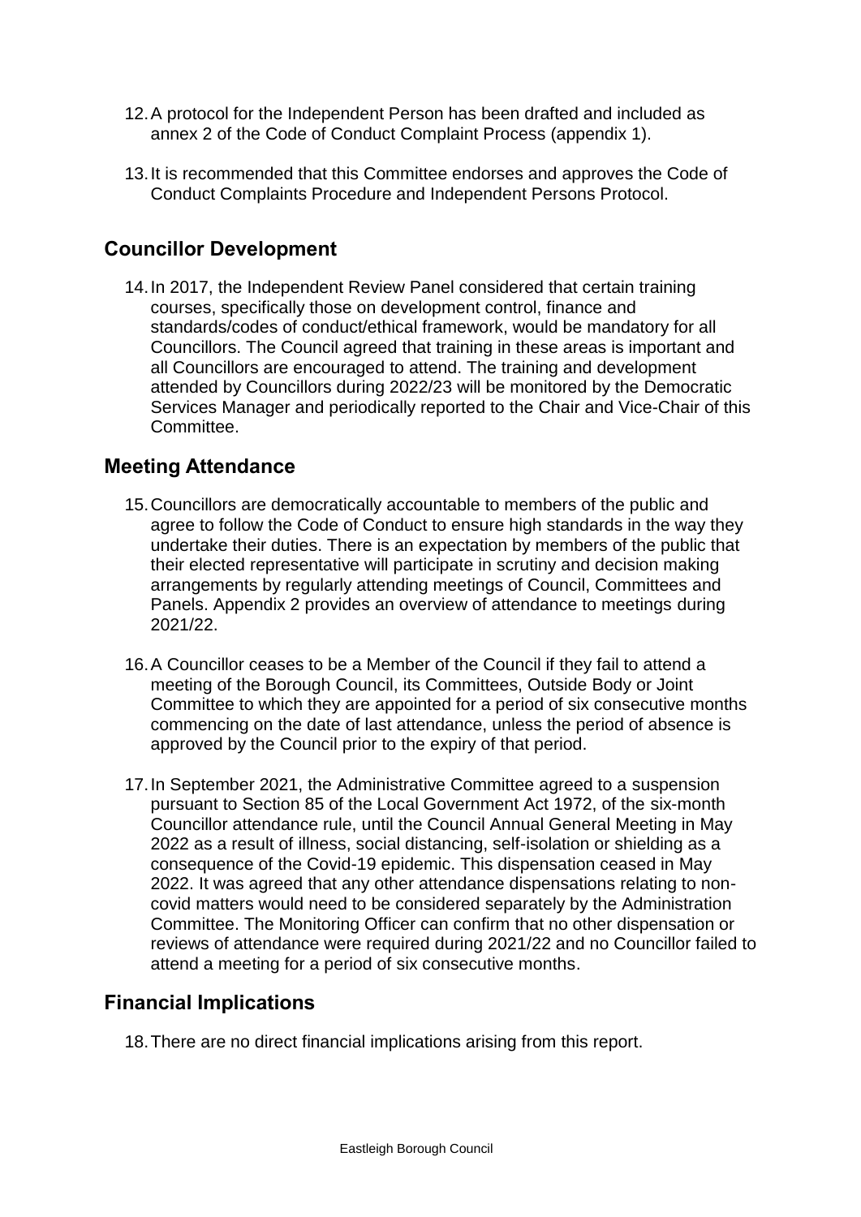12. A protocol for the Independent Person has been drafted and included as annex 2 of the Code of Conduct Complaint Process (appendix 1).

13. It is recommended that this Committee endorses and approves the Code of Conduct Complaints Procedure and Independent Persons Protocol.

## Councillor Development

14. In 2017, the Independent Review Panel considered that certain training courses, specifically those on development control, finance and standards/codes of conduct/ethical framework, would be mandatory for all Councillors. The Council agreed that training in these areas is important and all Councillors are encouraged to attend. The training and development attended by Councillors during 2022/23 will be monitored by the Democratic Services Manager and periodically reported to the Chair and Vice-Chair of this Committee.

## Meeting Attendance

15. Councillors are democratically accountable to members of the public and agree to follow the Code of Conduct to ensure high standards in the way they undertake their duties. There is an expectation by members of the public that their elected representative will participate in scrutiny and decision making arrangements by regularly attending meetings of Council, Committees and Panels. Appendix 2 provides an overview of attendance to meetings during 2021/22.

16. A Councillor ceases to be a Member of the Council if they fail to attend a meeting of the Borough Council, its Committees, Outside Body or Joint Committee to which they are appointed for a period of six consecutive months commencing on the date of last attendance, unless the period of absence is approved by the Council prior to the expiry of that period.

17. In September 2021, the Administrative Committee agreed to a suspension pursuant to Section 85 of the Local Government Act 1972, of the six-month Councillor attendance rule, until the Council Annual General Meeting in May 2022 as a result of illness, social distancing, self-isolation or shielding as a consequence of the Covid-19 epidemic. This dispensation ceased in May 2022. It was agreed that any other attendance dispensations relating to non-covid matters would need to be considered separately by the Administration Committee. The Monitoring Officer can confirm that no other dispensation or reviews of attendance were required during 2021/22 and no Councillor failed to attend a meeting for a period of six consecutive months.

## Financial Implications

18. There are no direct financial implications arising from this report.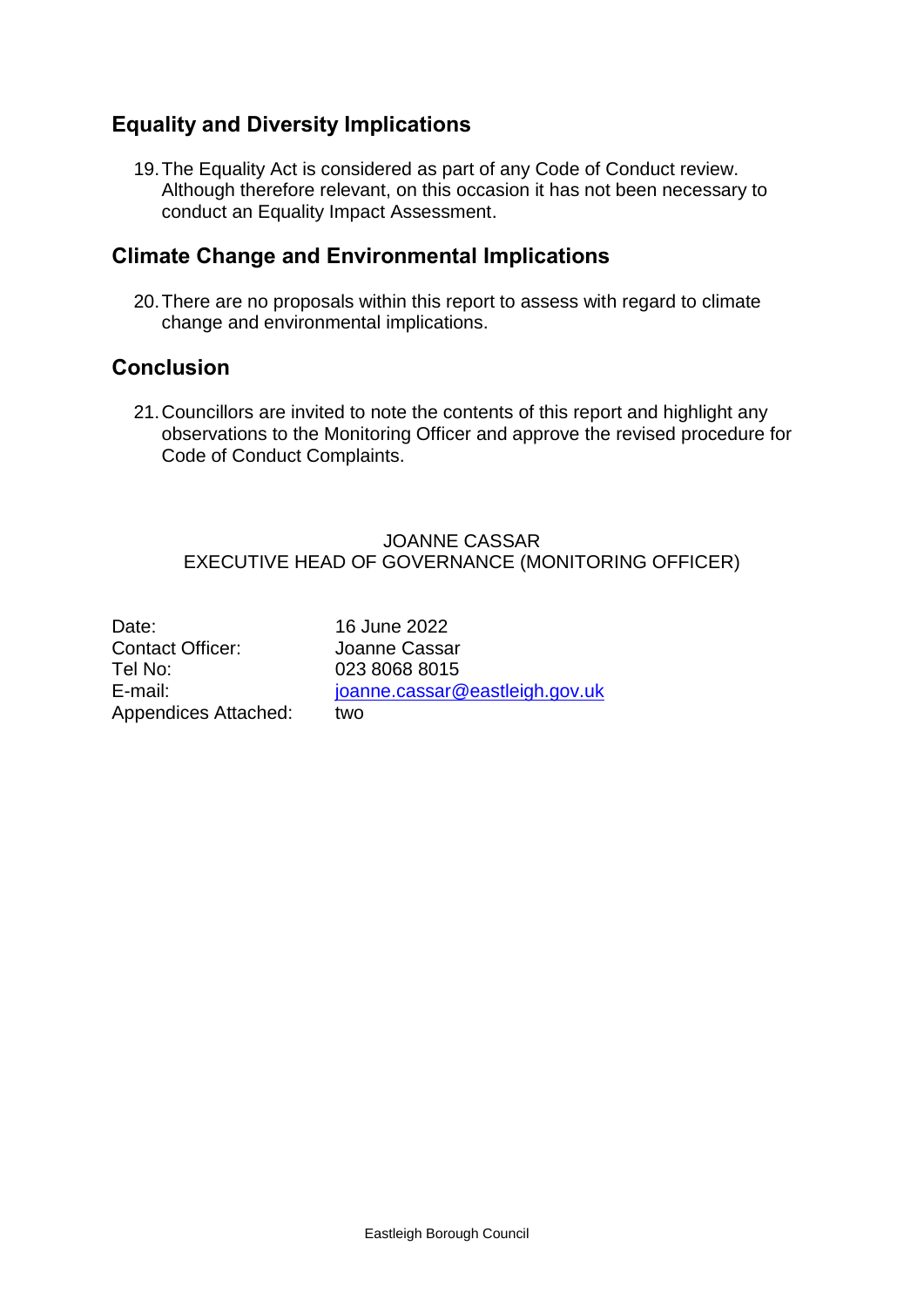## Equality and Diversity Implications

19. The Equality Act is considered as part of any Code of Conduct review. Although therefore relevant, on this occasion it has not been necessary to conduct an Equality Impact Assessment.

## Climate Change and Environmental Implications

20. There are no proposals within this report to assess with regard to climate change and environmental implications.

## Conclusion

21. Councillors are invited to note the contents of this report and highlight any observations to the Monitoring Officer and approve the revised procedure for Code of Conduct Complaints.

JOANNE CASSAR
EXECUTIVE HEAD OF GOVERNANCE (MONITORING OFFICER)

| | |
|---|---|
| Date: | 16 June 2022 |
| Contact Officer: | Joanne Cassar |
| Tel No: | 023 8068 8015 |
| E-mail: | joanne.cassar@eastleigh.gov.uk |
| Appendices Attached: | two |